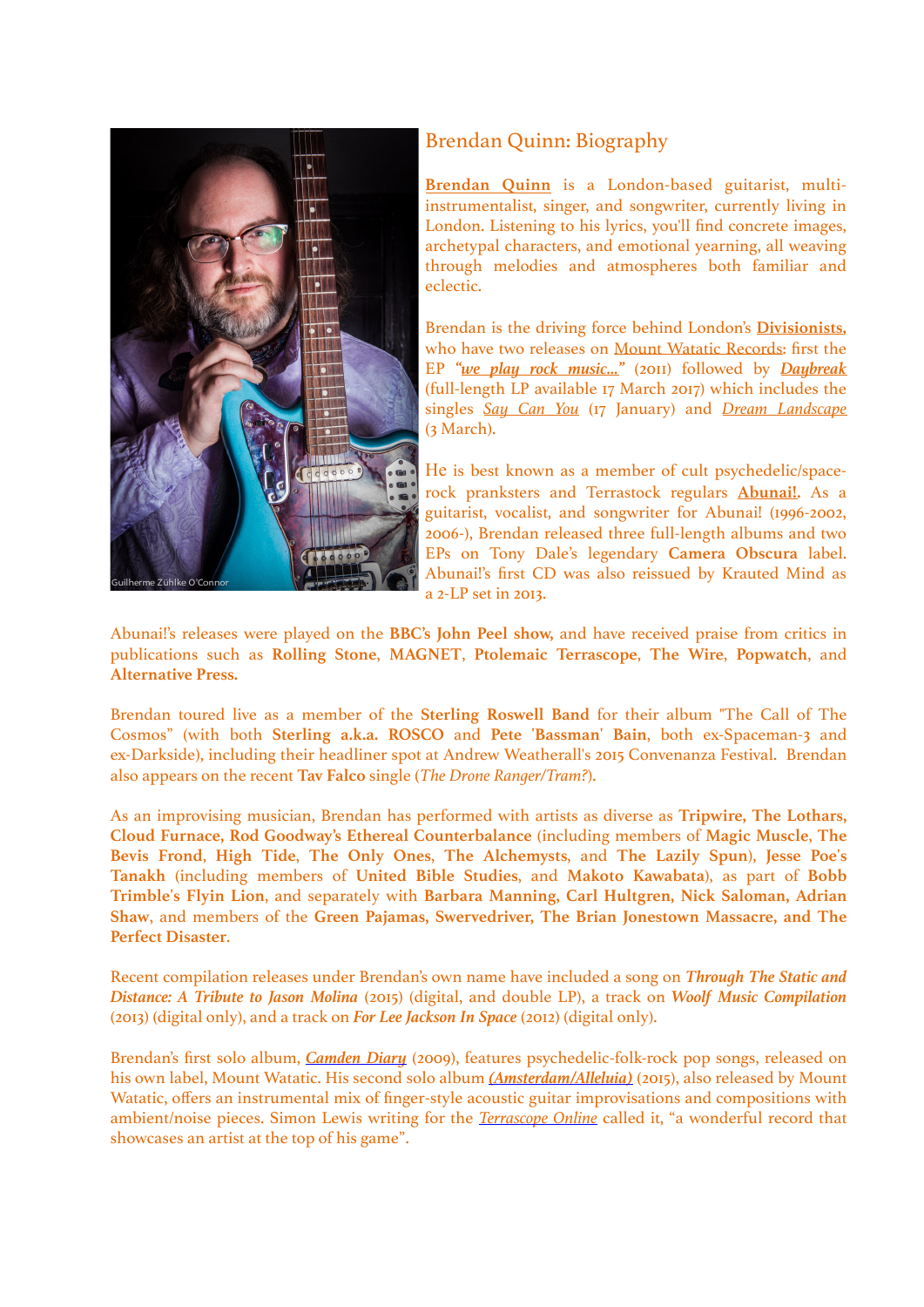# Brendan Quinn: Biography

**Brendan Quinn** is a London-based guitarist, multi-instrumentalist, singer, and songwriter, currently living in London. Listening to his lyrics, you'll find concrete images, archetypal characters, and emotional yearning, all weaving through melodies and atmospheres both familiar and eclectic.

Brendan is the driving force behind London's **Divisionists,** who have two releases on Mount Watatic Records: first the EP ***"we play rock music..."*** (2011) followed by ***Daybreak*** (full-length LP available 17 March 2017) which includes the singles *Say Can You* (17 January) and *Dream Landscape* (3 March).

He is best known as a member of cult psychedelic/space-rock pranksters and Terrastock regulars **Abunai!.** As a guitarist, vocalist, and songwriter for Abunai! (1996-2002, 2006-), Brendan released three full-length albums and two EPs on Tony Dale's legendary **Camera Obscura** label. Abunai!'s first CD was also reissued by Krauted Mind as a 2-LP set in 2013.

Abunai!'s releases were played on the **BBC's John Peel show,** and have received praise from critics in publications such as **Rolling Stone**, **MAGNET**, **Ptolemaic Terrascope**, **The Wire**, **Popwatch**, and **Alternative Press.**

Brendan toured live as a member of the **Sterling Roswell Band** for their album "The Call of The Cosmos" (with both **Sterling a.k.a. ROSCO** and **Pete 'Bassman' Bain**, both ex-Spaceman-3 and ex-Darkside), including their headliner spot at Andrew Weatherall's 2015 Convenanza Festival. Brendan also appears on the recent **Tav Falco** single (*The Drone Ranger/Tram?*).

As an improvising musician, Brendan has performed with artists as diverse as **Tripwire, The Lothars, Cloud Furnace, Rod Goodway's Ethereal Counterbalance** (including members of **Magic Muscle**, **The Bevis Frond**, **High Tide**, **The Only Ones**, **The Alchemysts**, and **The Lazily Spun**), **Jesse Poe's Tanakh** (including members of **United Bible Studies**, and **Makoto Kawabata**), as part of **Bobb Trimble's Flyin Lion**, and separately with **Barbara Manning, Carl Hultgren, Nick Saloman, Adrian Shaw**, and members of the **Green Pajamas, Swervedriver, The Brian Jonestown Massacre, and The Perfect Disaster**.

Recent compilation releases under Brendan's own name have included a song on ***Through The Static and Distance: A Tribute to Jason Molina*** (2015) (digital, and double LP), a track on ***Woolf Music Compilation*** (2013) (digital only), and a track on ***For Lee Jackson In Space*** (2012) (digital only).

Brendan's first solo album, ***Camden Diary*** (2009), features psychedelic-folk-rock pop songs, released on his own label, Mount Watatic. His second solo album ***(Amsterdam/Alleluia)*** (2015), also released by Mount Watatic, offers an instrumental mix of finger-style acoustic guitar improvisations and compositions with ambient/noise pieces. Simon Lewis writing for the *Terrascope Online* called it, "a wonderful record that showcases an artist at the top of his game".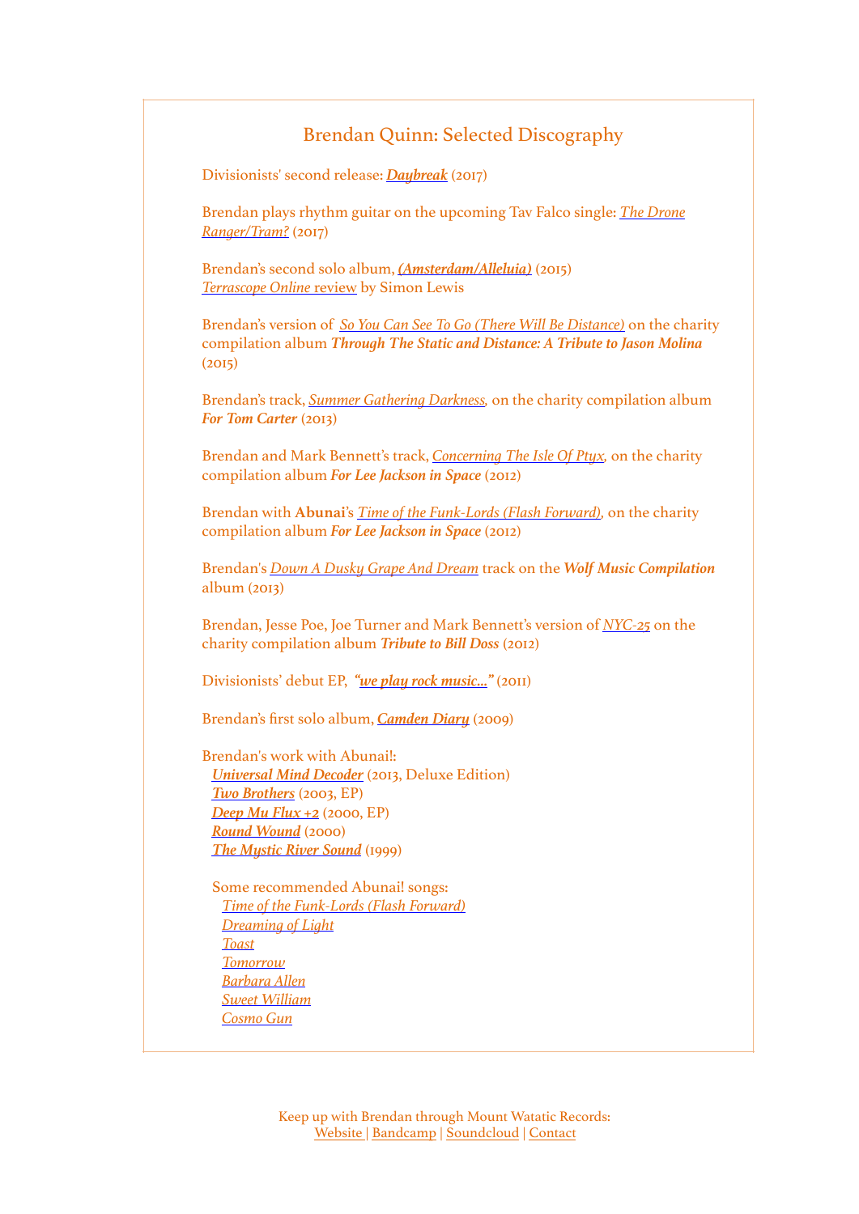## Brendan Quinn: Selected Discography

Divisionists' second release: ***Daybreak*** (2017)

Brendan plays rhythm guitar on the upcoming Tav Falco single: *The Drone Ranger/Tram?* (2017)

Brendan's second solo album, ***(Amsterdam/Alleluia)*** (2015)
*Terrascope Online* review by Simon Lewis

Brendan's version of *So You Can See To Go (There Will Be Distance)* on the charity compilation album ***Through The Static and Distance: A Tribute to Jason Molina*** (2015)

Brendan's track, *Summer Gathering Darkness*, on the charity compilation album ***For Tom Carter*** (2013)

Brendan and Mark Bennett's track, *Concerning The Isle Of Ptyx*, on the charity compilation album ***For Lee Jackson in Space*** (2012)

Brendan with **Abunai**'s *Time of the Funk-Lords (Flash Forward)*, on the charity compilation album ***For Lee Jackson in Space*** (2012)

Brendan's *Down A Dusky Grape And Dream* track on the ***Wolf Music Compilation*** album (2013)

Brendan, Jesse Poe, Joe Turner and Mark Bennett's version of *NYC-25* on the charity compilation album ***Tribute to Bill Doss*** (2012)

Divisionists' debut EP, ***"we play rock music..."*** (2011)

Brendan's first solo album, ***Camden Diary*** (2009)

Brendan's work with Abunai!:
- ***Universal Mind Decoder*** (2013, Deluxe Edition)
- ***Two Brothers*** (2003, EP)
- ***Deep Mu Flux +2*** (2000, EP)
- ***Round Wound*** (2000)
- ***The Mystic River Sound*** (1999)

Some recommended Abunai! songs:
- *Time of the Funk-Lords (Flash Forward)*
- *Dreaming of Light*
- *Toast*
- *Tomorrow*
- *Barbara Allen*
- *Sweet William*
- *Cosmo Gun*

Keep up with Brendan through Mount Watatic Records:
Website | Bandcamp | Soundcloud | Contact